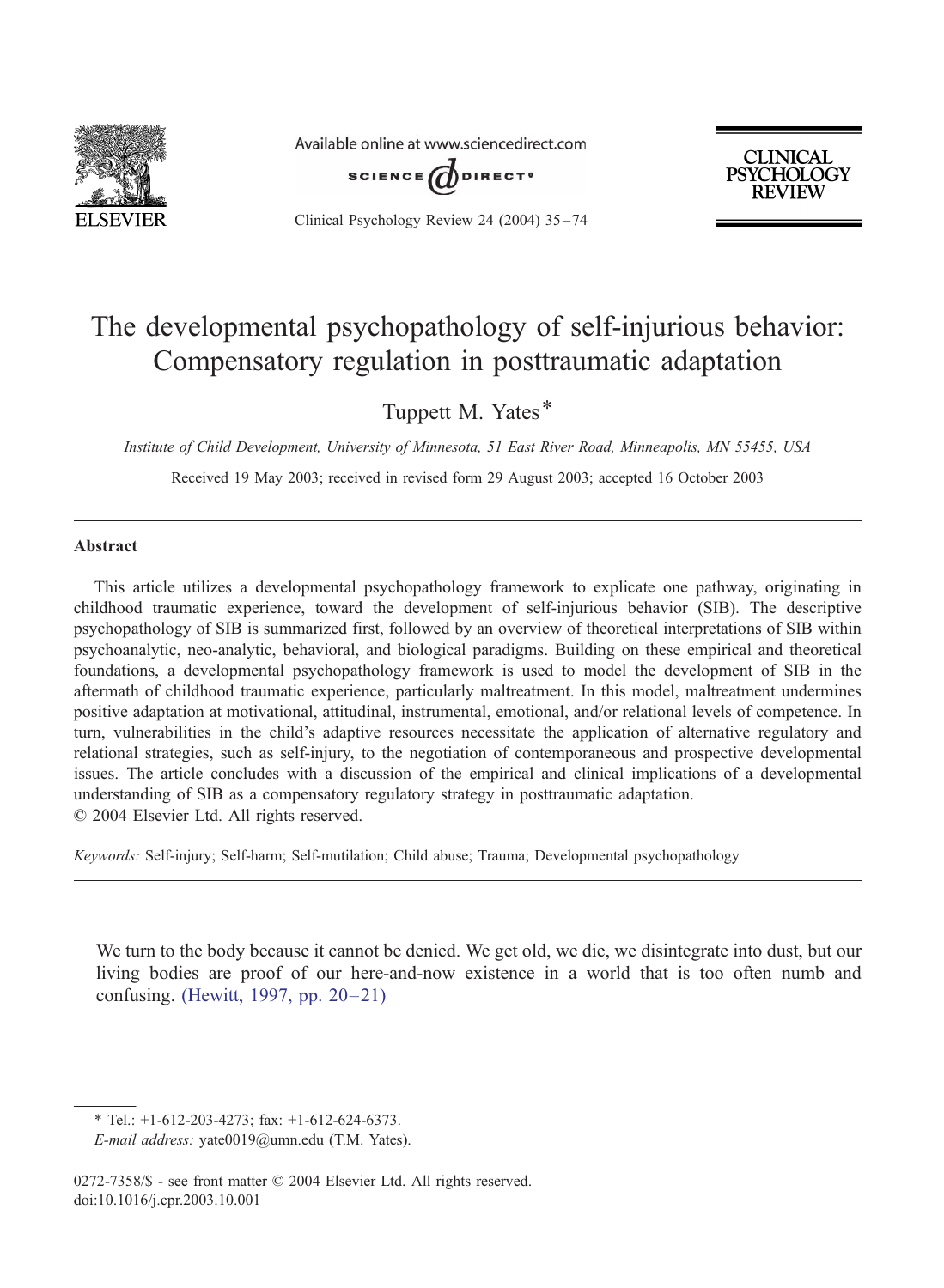# The developmental psychopathology of self-injurious behavior: Compensatory regulation in posttraumatic adaptation

Tuppett M. Yates*

*Institute of Child Development, University of Minnesota, 51 East River Road, Minneapolis, MN 55455, USA*

Received 19 May 2003; received in revised form 29 August 2003; accepted 16 October 2003

## Abstract

This article utilizes a developmental psychopathology framework to explicate one pathway, originating in childhood traumatic experience, toward the development of self-injurious behavior (SIB). The descriptive psychopathology of SIB is summarized first, followed by an overview of theoretical interpretations of SIB within psychoanalytic, neo-analytic, behavioral, and biological paradigms. Building on these empirical and theoretical foundations, a developmental psychopathology framework is used to model the development of SIB in the aftermath of childhood traumatic experience, particularly maltreatment. In this model, maltreatment undermines positive adaptation at motivational, attitudinal, instrumental, emotional, and/or relational levels of competence. In turn, vulnerabilities in the child's adaptive resources necessitate the application of alternative regulatory and relational strategies, such as self-injury, to the negotiation of contemporaneous and prospective developmental issues. The article concludes with a discussion of the empirical and clinical implications of a developmental understanding of SIB as a compensatory regulatory strategy in posttraumatic adaptation.

© 2004 Elsevier Ltd. All rights reserved.

*Keywords:* Self-injury; Self-harm; Self-mutilation; Child abuse; Trauma; Developmental psychopathology

> We turn to the body because it cannot be denied. We get old, we die, we disintegrate into dust, but our living bodies are proof of our here-and-now existence in a world that is too often numb and confusing. (Hewitt, 1997, pp. 20–21)

---

* Tel.: +1-612-203-4273; fax: +1-612-624-6373.
*E-mail address:* yate0019@umn.edu (T.M. Yates).

0272-7358/$ - see front matter © 2004 Elsevier Ltd. All rights reserved.
doi:10.1016/j.cpr.2003.10.001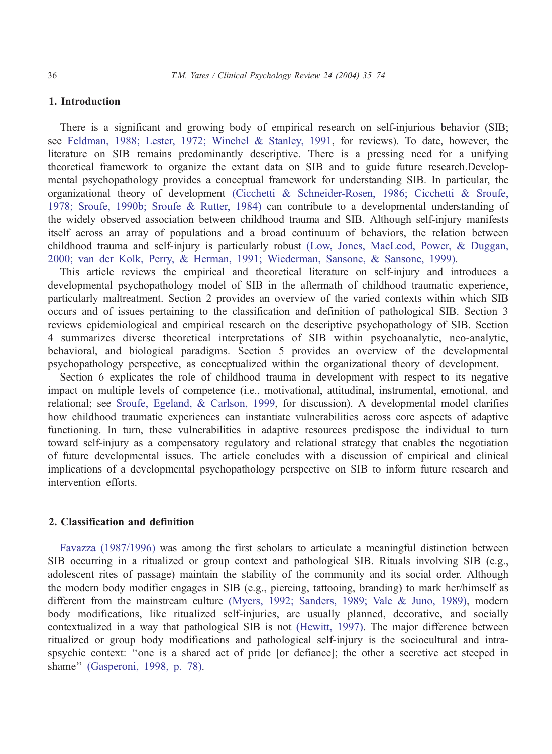## 1. Introduction

There is a significant and growing body of empirical research on self-injurious behavior (SIB; see Feldman, 1988; Lester, 1972; Winchel & Stanley, 1991, for reviews). To date, however, the literature on SIB remains predominantly descriptive. There is a pressing need for a unifying theoretical framework to organize the extant data on SIB and to guide future research.Developmental psychopathology provides a conceptual framework for understanding SIB. In particular, the organizational theory of development (Cicchetti & Schneider-Rosen, 1986; Cicchetti & Sroufe, 1978; Sroufe, 1990b; Sroufe & Rutter, 1984) can contribute to a developmental understanding of the widely observed association between childhood trauma and SIB. Although self-injury manifests itself across an array of populations and a broad continuum of behaviors, the relation between childhood trauma and self-injury is particularly robust (Low, Jones, MacLeod, Power, & Duggan, 2000; van der Kolk, Perry, & Herman, 1991; Wiederman, Sansone, & Sansone, 1999).

This article reviews the empirical and theoretical literature on self-injury and introduces a developmental psychopathology model of SIB in the aftermath of childhood traumatic experience, particularly maltreatment. Section 2 provides an overview of the varied contexts within which SIB occurs and of issues pertaining to the classification and definition of pathological SIB. Section 3 reviews epidemiological and empirical research on the descriptive psychopathology of SIB. Section 4 summarizes diverse theoretical interpretations of SIB within psychoanalytic, neo-analytic, behavioral, and biological paradigms. Section 5 provides an overview of the developmental psychopathology perspective, as conceptualized within the organizational theory of development.

Section 6 explicates the role of childhood trauma in development with respect to its negative impact on multiple levels of competence (i.e., motivational, attitudinal, instrumental, emotional, and relational; see Sroufe, Egeland, & Carlson, 1999, for discussion). A developmental model clarifies how childhood traumatic experiences can instantiate vulnerabilities across core aspects of adaptive functioning. In turn, these vulnerabilities in adaptive resources predispose the individual to turn toward self-injury as a compensatory regulatory and relational strategy that enables the negotiation of future developmental issues. The article concludes with a discussion of empirical and clinical implications of a developmental psychopathology perspective on SIB to inform future research and intervention efforts.

## 2. Classification and definition

Favazza (1987/1996) was among the first scholars to articulate a meaningful distinction between SIB occurring in a ritualized or group context and pathological SIB. Rituals involving SIB (e.g., adolescent rites of passage) maintain the stability of the community and its social order. Although the modern body modifier engages in SIB (e.g., piercing, tattooing, branding) to mark her/himself as different from the mainstream culture (Myers, 1992; Sanders, 1989; Vale & Juno, 1989), modern body modifications, like ritualized self-injuries, are usually planned, decorative, and socially contextualized in a way that pathological SIB is not (Hewitt, 1997). The major difference between ritualized or group body modifications and pathological self-injury is the sociocultural and intraspsychic context: "one is a shared act of pride [or defiance]; the other a secretive act steeped in shame" (Gasperoni, 1998, p. 78).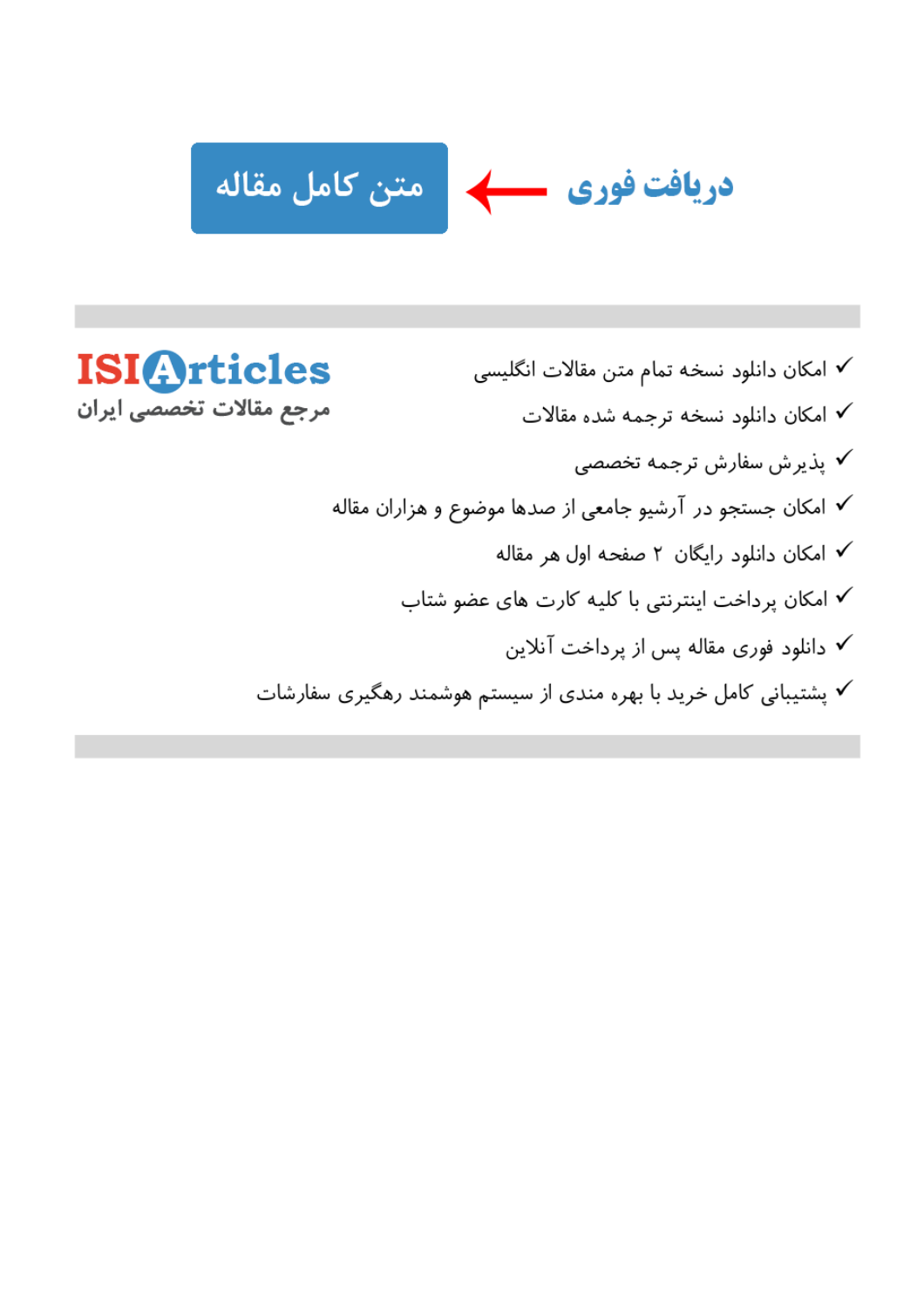دریافت فوری ← متن کامل مقاله

ISIArticles
مرجع مقالات تخصصی ایران

- ✓ امکان دانلود نسخه تمام متن مقالات انگلیسی
- ✓ امکان دانلود نسخه ترجمه شده مقالات
- ✓ پذیرش سفارش ترجمه تخصصی
- ✓ امکان جستجو در آرشیو جامعی از صدها موضوع و هزاران مقاله
- ✓ امکان دانلود رایگان ۲ صفحه اول هر مقاله
- ✓ امکان پرداخت اینترنتی با کلیه کارت های عضو شتاب
- ✓ دانلود فوری مقاله پس از پرداخت آنلاین
- ✓ پشتیبانی کامل خرید با بهره مندی از سیستم هوشمند رهگیری سفارشات